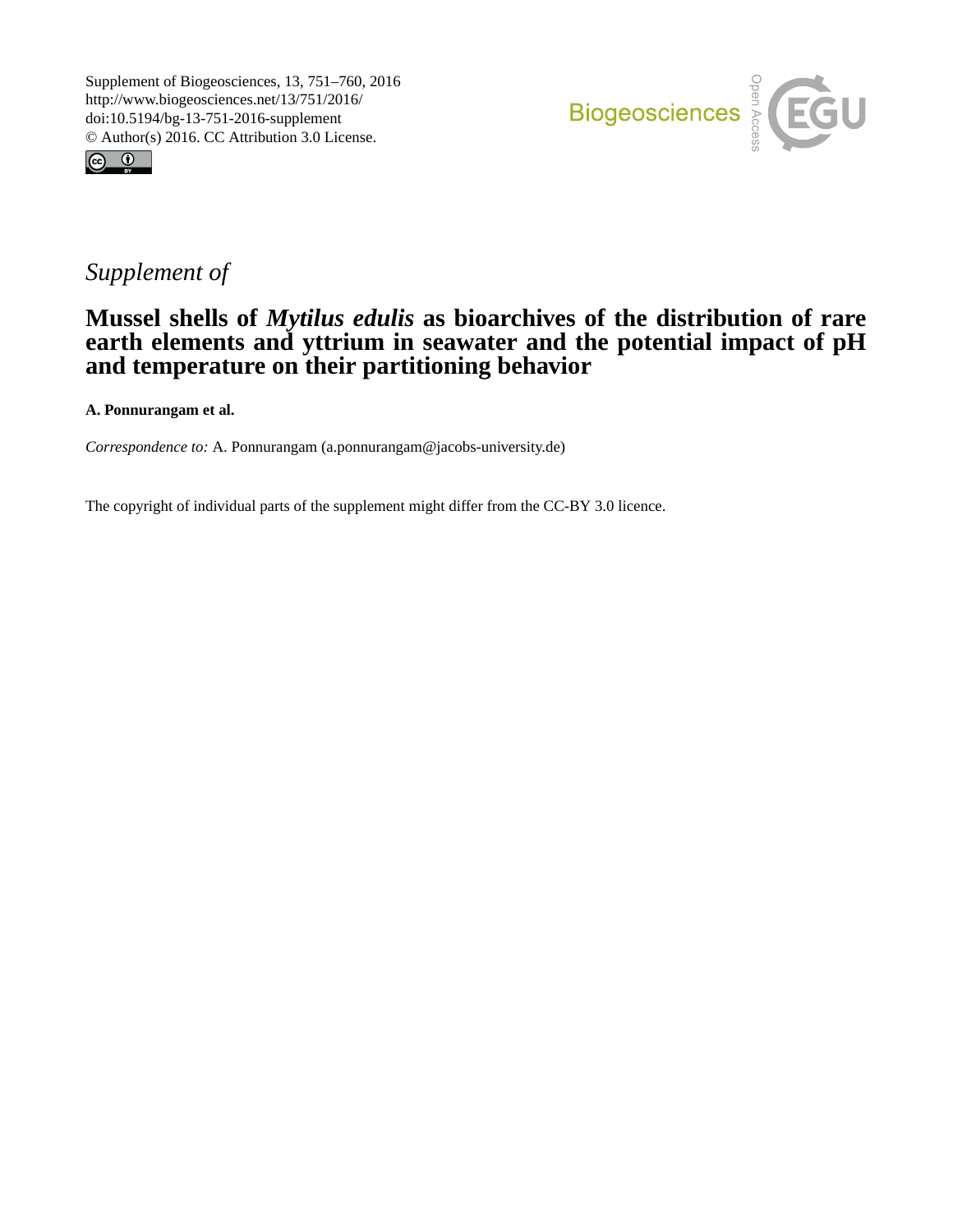Supplement of Biogeosciences, 13, 751–760, 2016
http://www.biogeosciences.net/13/751/2016/
doi:10.5194/bg-13-751-2016-supplement
© Author(s) 2016. CC Attribution 3.0 License.

*Supplement of*

# Mussel shells of *Mytilus edulis* as bioarchives of the distribution of rare earth elements and yttrium in seawater and the potential impact of pH and temperature on their partitioning behavior

**A. Ponnurangam et al.**

*Correspondence to:* A. Ponnurangam (a.ponnurangam@jacobs-university.de)

The copyright of individual parts of the supplement might differ from the CC-BY 3.0 licence.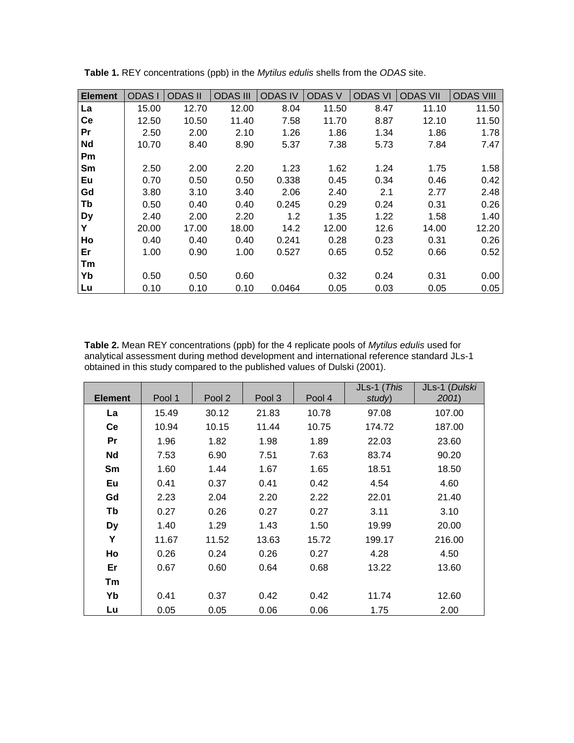**Table 1.** REY concentrations (ppb) in the *Mytilus edulis* shells from the *ODAS* site.

| Element | ODAS I | ODAS II | ODAS III | ODAS IV | ODAS V | ODAS VI | ODAS VII | ODAS VIII |
|---|---|---|---|---|---|---|---|---|
| **La** | 15.00 | 12.70 | 12.00 | 8.04 | 11.50 | 8.47 | 11.10 | 11.50 |
| **Ce** | 12.50 | 10.50 | 11.40 | 7.58 | 11.70 | 8.87 | 12.10 | 11.50 |
| **Pr** | 2.50 | 2.00 | 2.10 | 1.26 | 1.86 | 1.34 | 1.86 | 1.78 |
| **Nd** | 10.70 | 8.40 | 8.90 | 5.37 | 7.38 | 5.73 | 7.84 | 7.47 |
| **Pm** | | | | | | | | |
| **Sm** | 2.50 | 2.00 | 2.20 | 1.23 | 1.62 | 1.24 | 1.75 | 1.58 |
| **Eu** | 0.70 | 0.50 | 0.50 | 0.338 | 0.45 | 0.34 | 0.46 | 0.42 |
| **Gd** | 3.80 | 3.10 | 3.40 | 2.06 | 2.40 | 2.1 | 2.77 | 2.48 |
| **Tb** | 0.50 | 0.40 | 0.40 | 0.245 | 0.29 | 0.24 | 0.31 | 0.26 |
| **Dy** | 2.40 | 2.00 | 2.20 | 1.2 | 1.35 | 1.22 | 1.58 | 1.40 |
| **Y** | 20.00 | 17.00 | 18.00 | 14.2 | 12.00 | 12.6 | 14.00 | 12.20 |
| **Ho** | 0.40 | 0.40 | 0.40 | 0.241 | 0.28 | 0.23 | 0.31 | 0.26 |
| **Er** | 1.00 | 0.90 | 1.00 | 0.527 | 0.65 | 0.52 | 0.66 | 0.52 |
| **Tm** | | | | | | | | |
| **Yb** | 0.50 | 0.50 | 0.60 | | 0.32 | 0.24 | 0.31 | 0.00 |
| **Lu** | 0.10 | 0.10 | 0.10 | 0.0464 | 0.05 | 0.03 | 0.05 | 0.05 |

**Table 2.** Mean REY concentrations (ppb) for the 4 replicate pools of *Mytilus edulis* used for analytical assessment during method development and international reference standard JLs-1 obtained in this study compared to the published values of Dulski (2001).

| Element | Pool 1 | Pool 2 | Pool 3 | Pool 4 | JLs-1 (*This study*) | JLs-1 (*Dulski 2001*) |
|---|---|---|---|---|---|---|
| **La** | 15.49 | 30.12 | 21.83 | 10.78 | 97.08 | 107.00 |
| **Ce** | 10.94 | 10.15 | 11.44 | 10.75 | 174.72 | 187.00 |
| **Pr** | 1.96 | 1.82 | 1.98 | 1.89 | 22.03 | 23.60 |
| **Nd** | 7.53 | 6.90 | 7.51 | 7.63 | 83.74 | 90.20 |
| **Sm** | 1.60 | 1.44 | 1.67 | 1.65 | 18.51 | 18.50 |
| **Eu** | 0.41 | 0.37 | 0.41 | 0.42 | 4.54 | 4.60 |
| **Gd** | 2.23 | 2.04 | 2.20 | 2.22 | 22.01 | 21.40 |
| **Tb** | 0.27 | 0.26 | 0.27 | 0.27 | 3.11 | 3.10 |
| **Dy** | 1.40 | 1.29 | 1.43 | 1.50 | 19.99 | 20.00 |
| **Y** | 11.67 | 11.52 | 13.63 | 15.72 | 199.17 | 216.00 |
| **Ho** | 0.26 | 0.24 | 0.26 | 0.27 | 4.28 | 4.50 |
| **Er** | 0.67 | 0.60 | 0.64 | 0.68 | 13.22 | 13.60 |
| **Tm** | | | | | | |
| **Yb** | 0.41 | 0.37 | 0.42 | 0.42 | 11.74 | 12.60 |
| **Lu** | 0.05 | 0.05 | 0.06 | 0.06 | 1.75 | 2.00 |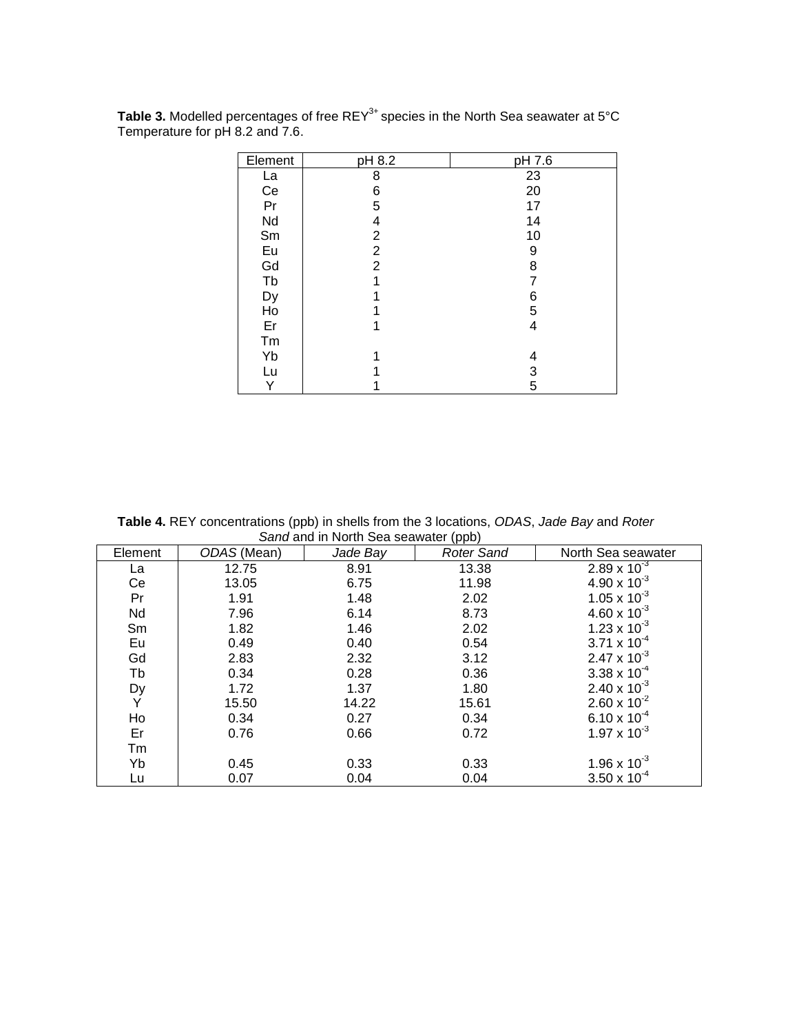**Table 3.** Modelled percentages of free $REY^{3+}$ species in the North Sea seawater at 5°C Temperature for pH 8.2 and 7.6.

| Element | pH 8.2 | pH 7.6 |
|---|---|---|
| La | 8 | 23 |
| Ce | 6 | 20 |
| Pr | 5 | 17 |
| Nd | 4 | 14 |
| Sm | 2 | 10 |
| Eu | 2 | 9 |
| Gd | 2 | 8 |
| Tb | 1 | 7 |
| Dy | 1 | 6 |
| Ho | 1 | 5 |
| Er | 1 | 4 |
| Tm | | |
| Yb | 1 | 4 |
| Lu | 1 | 3 |
| Y | 1 | 5 |

**Table 4.** REY concentrations (ppb) in shells from the 3 locations, *ODAS*, *Jade Bay* and *Roter Sand* and in North Sea seawater (ppb)

| Element | *ODAS* (Mean) | *Jade Bay* | *Roter Sand* | North Sea seawater |
|---|---|---|---|---|
| La | 12.75 | 8.91 | 13.38 | $2.89 \times 10^{-3}$ |
| Ce | 13.05 | 6.75 | 11.98 | $4.90 \times 10^{-3}$ |
| Pr | 1.91 | 1.48 | 2.02 | $1.05 \times 10^{-3}$ |
| Nd | 7.96 | 6.14 | 8.73 | $4.60 \times 10^{-3}$ |
| Sm | 1.82 | 1.46 | 2.02 | $1.23 \times 10^{-3}$ |
| Eu | 0.49 | 0.40 | 0.54 | $3.71 \times 10^{-4}$ |
| Gd | 2.83 | 2.32 | 3.12 | $2.47 \times 10^{-3}$ |
| Tb | 0.34 | 0.28 | 0.36 | $3.38 \times 10^{-4}$ |
| Dy | 1.72 | 1.37 | 1.80 | $2.40 \times 10^{-3}$ |
| Y | 15.50 | 14.22 | 15.61 | $2.60 \times 10^{-2}$ |
| Ho | 0.34 | 0.27 | 0.34 | $6.10 \times 10^{-4}$ |
| Er | 0.76 | 0.66 | 0.72 | $1.97 \times 10^{-3}$ |
| Tm | | | | |
| Yb | 0.45 | 0.33 | 0.33 | $1.96 \times 10^{-3}$ |
| Lu | 0.07 | 0.04 | 0.04 | $3.50 \times 10^{-4}$ |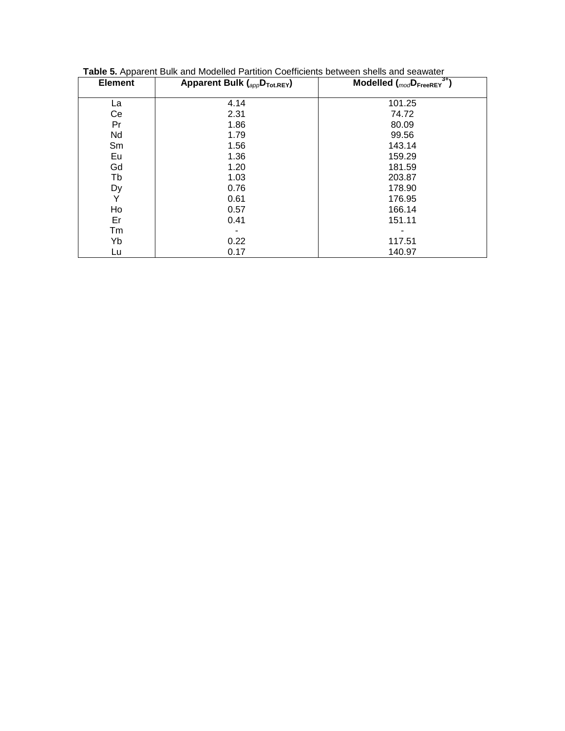**Table 5.** Apparent Bulk and Modelled Partition Coefficients between shells and seawater

| Element | Apparent Bulk ($_{app}D_{Tot.REY}$) | Modelled ($_{mod}D_{FreeREY^{3+}}$) |
|---|---|---|
| La | 4.14 | 101.25 |
| Ce | 2.31 | 74.72 |
| Pr | 1.86 | 80.09 |
| Nd | 1.79 | 99.56 |
| Sm | 1.56 | 143.14 |
| Eu | 1.36 | 159.29 |
| Gd | 1.20 | 181.59 |
| Tb | 1.03 | 203.87 |
| Dy | 0.76 | 178.90 |
| Y | 0.61 | 176.95 |
| Ho | 0.57 | 166.14 |
| Er | 0.41 | 151.11 |
| Tm | - | - |
| Yb | 0.22 | 117.51 |
| Lu | 0.17 | 140.97 |